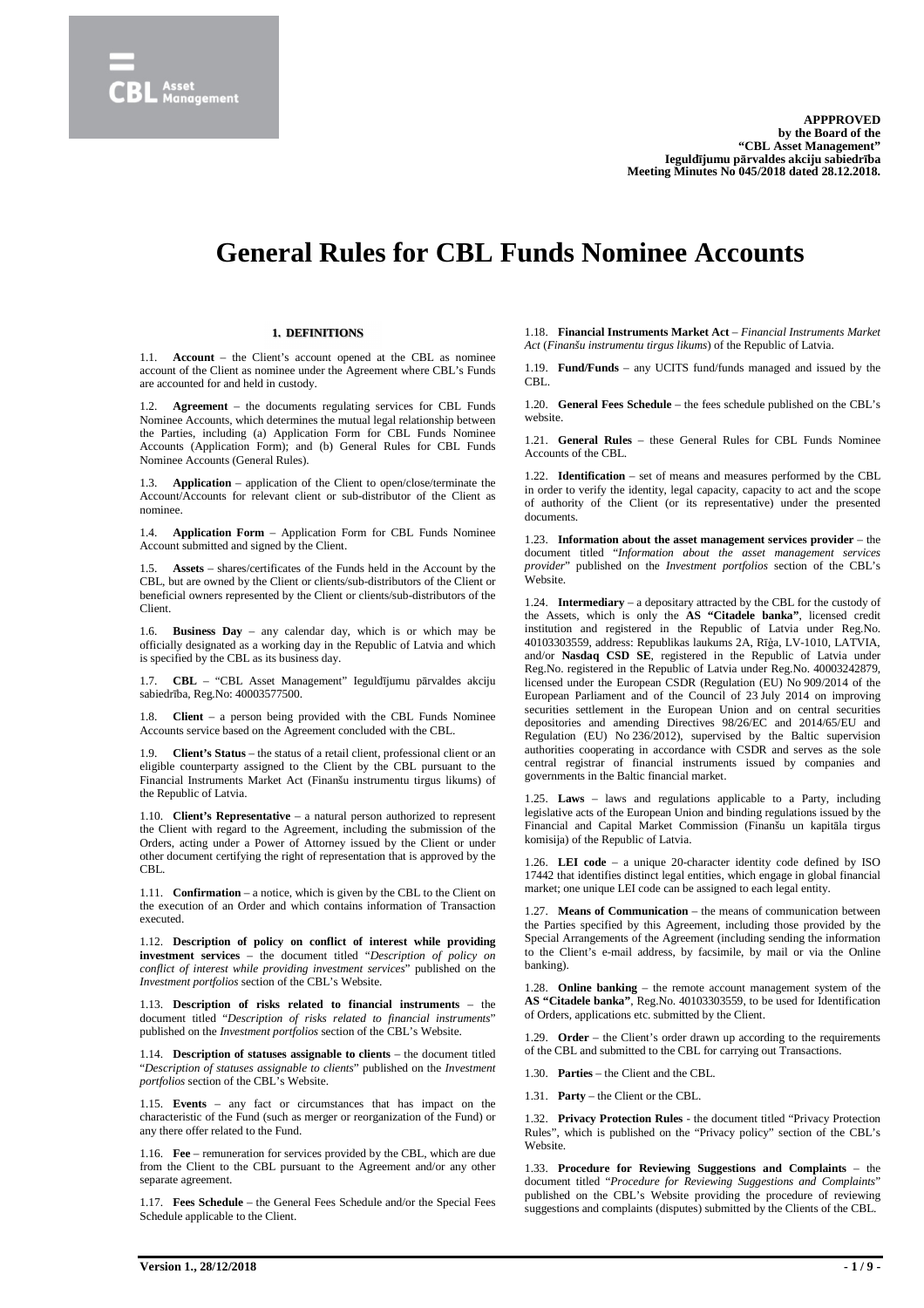**APPPROVED**
**by the Board of the**
**"CBL Asset Management"**
**Ieguldījumu pārvaldes akciju sabiedrība**
**Meeting Minutes No 045/2018 dated 28.12.2018.**

# General Rules for CBL Funds Nominee Accounts

## 1. DEFINITIONS

1.1. **Account** – the Client's account opened at the CBL as nominee account of the Client as nominee under the Agreement where CBL's Funds are accounted for and held in custody.

1.2. **Agreement** – the documents regulating services for CBL Funds Nominee Accounts, which determines the mutual legal relationship between the Parties, including (a) Application Form for CBL Funds Nominee Accounts (Application Form); and (b) General Rules for CBL Funds Nominee Accounts (General Rules).

1.3. **Application** – application of the Client to open/close/terminate the Account/Accounts for relevant client or sub-distributor of the Client as nominee.

1.4. **Application Form** – Application Form for CBL Funds Nominee Account submitted and signed by the Client.

1.5. **Assets** – shares/certificates of the Funds held in the Account by the CBL, but are owned by the Client or clients/sub-distributors of the Client or beneficial owners represented by the Client or clients/sub-distributors of the Client.

1.6. **Business Day** – any calendar day, which is or which may be officially designated as a working day in the Republic of Latvia and which is specified by the CBL as its business day.

1.7. **CBL** – "CBL Asset Management" Ieguldījumu pārvaldes akciju sabiedrība, Reg.No: 40003577500.

1.8. **Client** – a person being provided with the CBL Funds Nominee Accounts service based on the Agreement concluded with the CBL.

1.9. **Client's Status** – the status of a retail client, professional client or an eligible counterparty assigned to the Client by the CBL pursuant to the Financial Instruments Market Act (Finanšu instrumentu tirgus likums) of the Republic of Latvia.

1.10. **Client's Representative** – a natural person authorized to represent the Client with regard to the Agreement, including the submission of the Orders, acting under a Power of Attorney issued by the Client or under other document certifying the right of representation that is approved by the CBL.

1.11. **Confirmation** – a notice, which is given by the CBL to the Client on the execution of an Order and which contains information of Transaction executed.

1.12. **Description of policy on conflict of interest while providing investment services** – the document titled "*Description of policy on conflict of interest while providing investment services*" published on the *Investment portfolios* section of the CBL's Website.

1.13. **Description of risks related to financial instruments** – the document titled "*Description of risks related to financial instruments*" published on the *Investment portfolios* section of the CBL's Website.

1.14. **Description of statuses assignable to clients** – the document titled "*Description of statuses assignable to clients*" published on the *Investment portfolios* section of the CBL's Website.

1.15. **Events** – any fact or circumstances that has impact on the characteristic of the Fund (such as merger or reorganization of the Fund) or any there offer related to the Fund.

1.16. **Fee** – remuneration for services provided by the CBL, which are due from the Client to the CBL pursuant to the Agreement and/or any other separate agreement.

1.17. **Fees Schedule** – the General Fees Schedule and/or the Special Fees Schedule applicable to the Client.

1.18. **Financial Instruments Market Act** – *Financial Instruments Market Act* (*Finanšu instrumentu tirgus likums*) of the Republic of Latvia.

1.19. **Fund/Funds** – any UCITS fund/funds managed and issued by the CBL.

1.20. **General Fees Schedule** – the fees schedule published on the CBL's website.

1.21. **General Rules** – these General Rules for CBL Funds Nominee Accounts of the CBL.

1.22. **Identification** – set of means and measures performed by the CBL in order to verify the identity, legal capacity, capacity to act and the scope of authority of the Client (or its representative) under the presented documents.

1.23. **Information about the asset management services provider** – the document titled "*Information about the asset management services provider*" published on the *Investment portfolios* section of the CBL's Website.

1.24. **Intermediary** – a depositary attracted by the CBL for the custody of the Assets, which is only the **AS "Citadele banka"**, licensed credit institution and registered in the Republic of Latvia under Reg.No. 40103303559, address: Republikas laukums 2A, Rīģa, LV-1010, LATVIA, and/or **Nasdaq CSD SE**, registered in the Republic of Latvia under Reg.No. registered in the Republic of Latvia under Reg.No. 40003242879, licensed under the European CSDR (Regulation (EU) No 909/2014 of the European Parliament and of the Council of 23 July 2014 on improving securities settlement in the European Union and on central securities depositories and amending Directives 98/26/EC and 2014/65/EU and Regulation (EU) No 236/2012), supervised by the Baltic supervision authorities cooperating in accordance with CSDR and serves as the sole central registrar of financial instruments issued by companies and governments in the Baltic financial market.

1.25. **Laws** – laws and regulations applicable to a Party, including legislative acts of the European Union and binding regulations issued by the Financial and Capital Market Commission (Finanšu un kapitāla tirgus komisija) of the Republic of Latvia.

1.26. **LEI code** – a unique 20-character identity code defined by ISO 17442 that identifies distinct legal entities, which engage in global financial market; one unique LEI code can be assigned to each legal entity.

1.27. **Means of Communication** – the means of communication between the Parties specified by this Agreement, including those provided by the Special Arrangements of the Agreement (including sending the information to the Client's e-mail address, by facsimile, by mail or via the Online banking).

1.28. **Online banking** – the remote account management system of the **AS "Citadele banka"**, Reg.No. 40103303559, to be used for Identification of Orders, applications etc. submitted by the Client.

1.29. **Order** – the Client's order drawn up according to the requirements of the CBL and submitted to the CBL for carrying out Transactions.

1.30. **Parties** – the Client and the CBL.

1.31. **Party** – the Client or the CBL.

1.32. **Privacy Protection Rules** - the document titled "Privacy Protection Rules", which is published on the "Privacy policy" section of the CBL's Website.

1.33. **Procedure for Reviewing Suggestions and Complaints** – the document titled "*Procedure for Reviewing Suggestions and Complaints*" published on the CBL's Website providing the procedure of reviewing suggestions and complaints (disputes) submitted by the Clients of the CBL.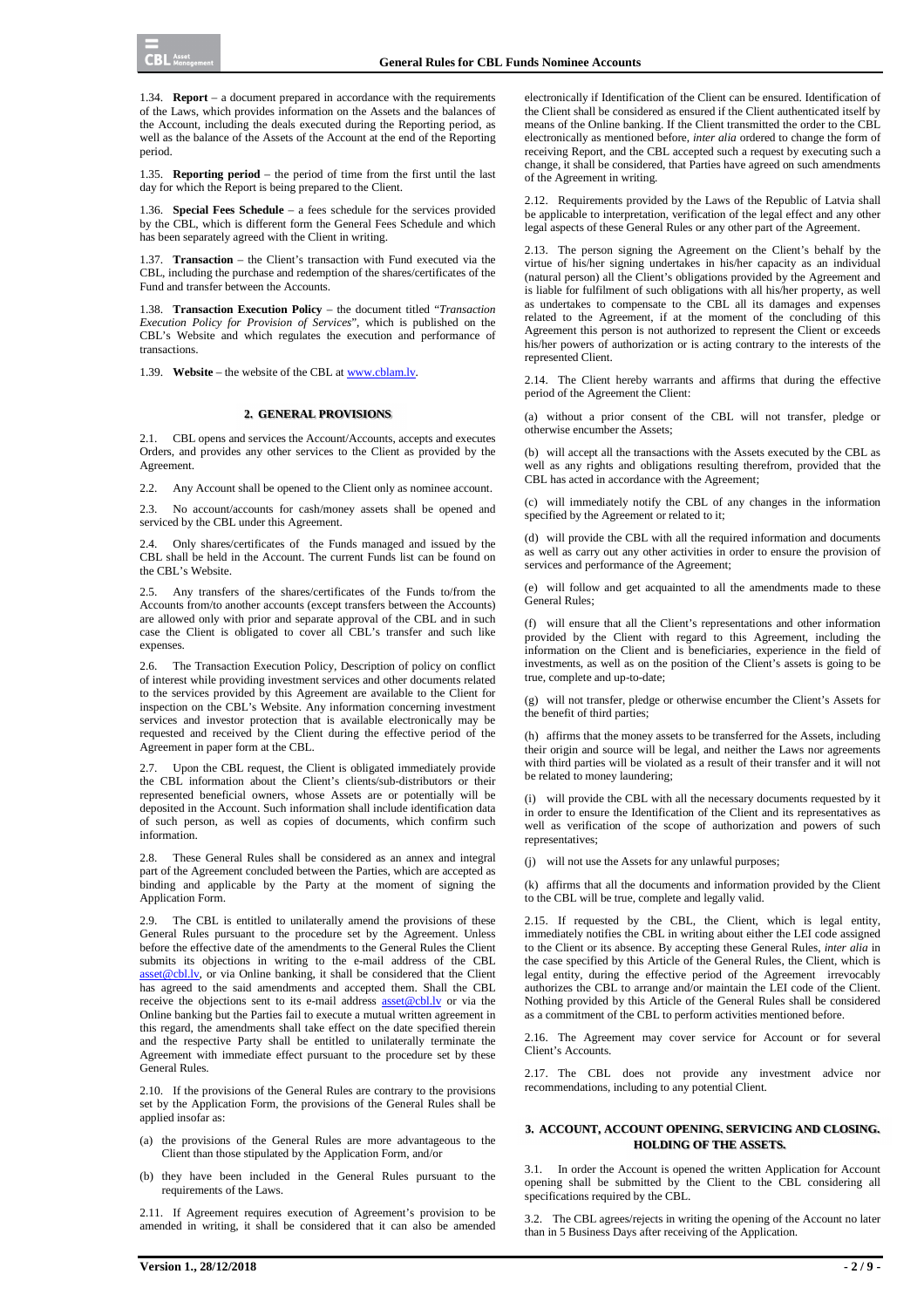1.34. **Report** – a document prepared in accordance with the requirements of the Laws, which provides information on the Assets and the balances of the Account, including the deals executed during the Reporting period, as well as the balance of the Assets of the Account at the end of the Reporting period.

1.35. **Reporting period** – the period of time from the first until the last day for which the Report is being prepared to the Client.

1.36. **Special Fees Schedule** – a fees schedule for the services provided by the CBL, which is different form the General Fees Schedule and which has been separately agreed with the Client in writing.

1.37. **Transaction** – the Client's transaction with Fund executed via the CBL, including the purchase and redemption of the shares/certificates of the Fund and transfer between the Accounts.

1.38. **Transaction Execution Policy** – the document titled "*Transaction Execution Policy for Provision of Services*", which is published on the CBL's Website and which regulates the execution and performance of transactions.

1.39. **Website** – the website of the CBL at www.cblam.lv.

## 2. GENERAL PROVISIONS

2.1. CBL opens and services the Account/Accounts, accepts and executes Orders, and provides any other services to the Client as provided by the Agreement.

2.2. Any Account shall be opened to the Client only as nominee account.

2.3. No account/accounts for cash/money assets shall be opened and serviced by the CBL under this Agreement.

2.4. Only shares/certificates of the Funds managed and issued by the CBL shall be held in the Account. The current Funds list can be found on the CBL's Website.

2.5. Any transfers of the shares/certificates of the Funds to/from the Accounts from/to another accounts (except transfers between the Accounts) are allowed only with prior and separate approval of the CBL and in such case the Client is obligated to cover all CBL's transfer and such like expenses.

2.6. The Transaction Execution Policy, Description of policy on conflict of interest while providing investment services and other documents related to the services provided by this Agreement are available to the Client for inspection on the CBL's Website. Any information concerning investment services and investor protection that is available electronically may be requested and received by the Client during the effective period of the Agreement in paper form at the CBL.

2.7. Upon the CBL request, the Client is obligated immediately provide the CBL information about the Client's clients/sub-distributors or their represented beneficial owners, whose Assets are or potentially will be deposited in the Account. Such information shall include identification data of such person, as well as copies of documents, which confirm such information.

2.8. These General Rules shall be considered as an annex and integral part of the Agreement concluded between the Parties, which are accepted as binding and applicable by the Party at the moment of signing the Application Form.

2.9. The CBL is entitled to unilaterally amend the provisions of these General Rules pursuant to the procedure set by the Agreement. Unless before the effective date of the amendments to the General Rules the Client submits its objections in writing to the e-mail address of the CBL asset@cbl.lv, or via Online banking, it shall be considered that the Client has agreed to the said amendments and accepted them. Shall the CBL receive the objections sent to its e-mail address asset@cbl.lv or via the Online banking but the Parties fail to execute a mutual written agreement in this regard, the amendments shall take effect on the date specified therein and the respective Party shall be entitled to unilaterally terminate the Agreement with immediate effect pursuant to the procedure set by these General Rules.

2.10. If the provisions of the General Rules are contrary to the provisions set by the Application Form, the provisions of the General Rules shall be applied insofar as:

(a) the provisions of the General Rules are more advantageous to the Client than those stipulated by the Application Form, and/or

(b) they have been included in the General Rules pursuant to the requirements of the Laws.

2.11. If Agreement requires execution of Agreement's provision to be amended in writing, it shall be considered that it can also be amended electronically if Identification of the Client can be ensured. Identification of the Client shall be considered as ensured if the Client authenticated itself by means of the Online banking. If the Client transmitted the order to the CBL electronically as mentioned before, *inter alia* ordered to change the form of receiving Report, and the CBL accepted such a request by executing such a change, it shall be considered, that Parties have agreed on such amendments of the Agreement in writing.

2.12. Requirements provided by the Laws of the Republic of Latvia shall be applicable to interpretation, verification of the legal effect and any other legal aspects of these General Rules or any other part of the Agreement.

2.13. The person signing the Agreement on the Client's behalf by the virtue of his/her signing undertakes in his/her capacity as an individual (natural person) all the Client's obligations provided by the Agreement and is liable for fulfilment of such obligations with all his/her property, as well as undertakes to compensate to the CBL all its damages and expenses related to the Agreement, if at the moment of the concluding of this Agreement this person is not authorized to represent the Client or exceeds his/her powers of authorization or is acting contrary to the interests of the represented Client.

2.14. The Client hereby warrants and affirms that during the effective period of the Agreement the Client:

(a) without a prior consent of the CBL will not transfer, pledge or otherwise encumber the Assets;

(b) will accept all the transactions with the Assets executed by the CBL as well as any rights and obligations resulting therefrom, provided that the CBL has acted in accordance with the Agreement;

(c) will immediately notify the CBL of any changes in the information specified by the Agreement or related to it;

(d) will provide the CBL with all the required information and documents as well as carry out any other activities in order to ensure the provision of services and performance of the Agreement;

(e) will follow and get acquainted to all the amendments made to these General Rules;

(f) will ensure that all the Client's representations and other information provided by the Client with regard to this Agreement, including the information on the Client and is beneficiaries, experience in the field of investments, as well as on the position of the Client's assets is going to be true, complete and up-to-date;

(g) will not transfer, pledge or otherwise encumber the Client's Assets for the benefit of third parties;

(h) affirms that the money assets to be transferred for the Assets, including their origin and source will be legal, and neither the Laws nor agreements with third parties will be violated as a result of their transfer and it will not be related to money laundering;

(i) will provide the CBL with all the necessary documents requested by it in order to ensure the Identification of the Client and its representatives as well as verification of the scope of authorization and powers of such representatives;

(j) will not use the Assets for any unlawful purposes;

(k) affirms that all the documents and information provided by the Client to the CBL will be true, complete and legally valid.

2.15. If requested by the CBL, the Client, which is legal entity, immediately notifies the CBL in writing about either the LEI code assigned to the Client or its absence. By accepting these General Rules, *inter alia* in the case specified by this Article of the General Rules, the Client, which is legal entity, during the effective period of the Agreement irrevocably authorizes the CBL to arrange and/or maintain the LEI code of the Client. Nothing provided by this Article of the General Rules shall be considered as a commitment of the CBL to perform activities mentioned before.

2.16. The Agreement may cover service for Account or for several Client's Accounts.

2.17. The CBL does not provide any investment advice nor recommendations, including to any potential Client.

## 3. ACCOUNT, ACCOUNT OPENING, SERVICING AND CLOSING. HOLDING OF THE ASSETS.

3.1. In order the Account is opened the written Application for Account opening shall be submitted by the Client to the CBL considering all specifications required by the CBL.

3.2. The CBL agrees/rejects in writing the opening of the Account no later than in 5 Business Days after receiving of the Application.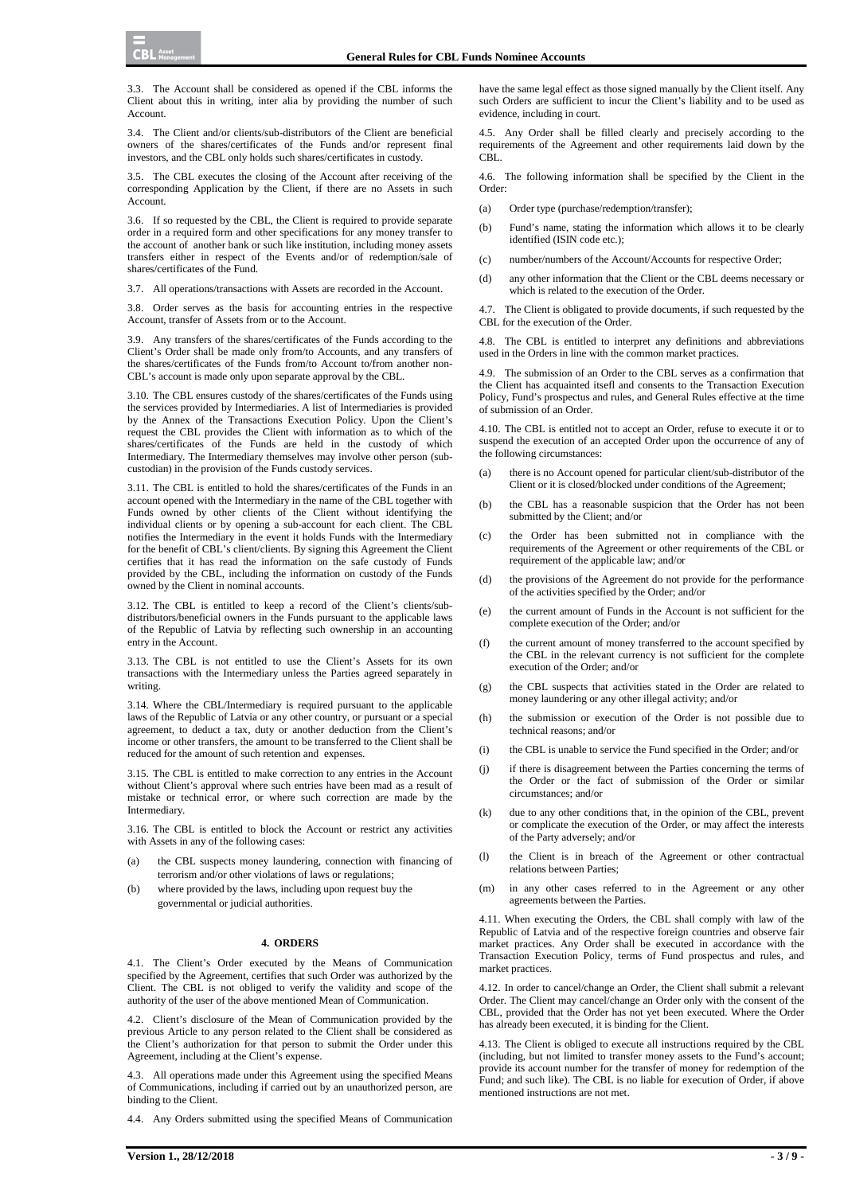3.3. The Account shall be considered as opened if the CBL informs the Client about this in writing, inter alia by providing the number of such Account.

3.4. The Client and/or clients/sub-distributors of the Client are beneficial owners of the shares/certificates of the Funds and/or represent final investors, and the CBL only holds such shares/certificates in custody.

3.5. The CBL executes the closing of the Account after receiving of the corresponding Application by the Client, if there are no Assets in such Account.

3.6. If so requested by the CBL, the Client is required to provide separate order in a required form and other specifications for any money transfer to the account of another bank or such like institution, including money assets transfers either in respect of the Events and/or of redemption/sale of shares/certificates of the Fund.

3.7. All operations/transactions with Assets are recorded in the Account.

3.8. Order serves as the basis for accounting entries in the respective Account, transfer of Assets from or to the Account.

3.9. Any transfers of the shares/certificates of the Funds according to the Client's Order shall be made only from/to Accounts, and any transfers of the shares/certificates of the Funds from/to Account to/from another non-CBL's account is made only upon separate approval by the CBL.

3.10. The CBL ensures custody of the shares/certificates of the Funds using the services provided by Intermediaries. A list of Intermediaries is provided by the Annex of the Transactions Execution Policy. Upon the Client's request the CBL provides the Client with information as to which of the shares/certificates of the Funds are held in the custody of which Intermediary. The Intermediary themselves may involve other person (sub-custodian) in the provision of the Funds custody services.

3.11. The CBL is entitled to hold the shares/certificates of the Funds in an account opened with the Intermediary in the name of the CBL together with Funds owned by other clients of the Client without identifying the individual clients or by opening a sub-account for each client. The CBL notifies the Intermediary in the event it holds Funds with the Intermediary for the benefit of CBL's client/clients. By signing this Agreement the Client certifies that it has read the information on the safe custody of Funds provided by the CBL, including the information on custody of the Funds owned by the Client in nominal accounts.

3.12. The CBL is entitled to keep a record of the Client's clients/sub-distributors/beneficial owners in the Funds pursuant to the applicable laws of the Republic of Latvia by reflecting such ownership in an accounting entry in the Account.

3.13. The CBL is not entitled to use the Client's Assets for its own transactions with the Intermediary unless the Parties agreed separately in writing.

3.14. Where the CBL/Intermediary is required pursuant to the applicable laws of the Republic of Latvia or any other country, or pursuant or a special agreement, to deduct a tax, duty or another deduction from the Client's income or other transfers, the amount to be transferred to the Client shall be reduced for the amount of such retention and expenses.

3.15. The CBL is entitled to make correction to any entries in the Account without Client's approval where such entries have been mad as a result of mistake or technical error, or where such correction are made by the Intermediary.

3.16. The CBL is entitled to block the Account or restrict any activities with Assets in any of the following cases:

(a) the CBL suspects money laundering, connection with financing of terrorism and/or other violations of laws or regulations;

(b) where provided by the laws, including upon request buy the governmental or judicial authorities.

## 4. ORDERS

4.1. The Client's Order executed by the Means of Communication specified by the Agreement, certifies that such Order was authorized by the Client. The CBL is not obliged to verify the validity and scope of the authority of the user of the above mentioned Mean of Communication.

4.2. Client's disclosure of the Mean of Communication provided by the previous Article to any person related to the Client shall be considered as the Client's authorization for that person to submit the Order under this Agreement, including at the Client's expense.

4.3. All operations made under this Agreement using the specified Means of Communications, including if carried out by an unauthorized person, are binding to the Client.

4.4. Any Orders submitted using the specified Means of Communication have the same legal effect as those signed manually by the Client itself. Any such Orders are sufficient to incur the Client's liability and to be used as evidence, including in court.

4.5. Any Order shall be filled clearly and precisely according to the requirements of the Agreement and other requirements laid down by the CBL.

4.6. The following information shall be specified by the Client in the Order:

(a) Order type (purchase/redemption/transfer);

(b) Fund's name, stating the information which allows it to be clearly identified (ISIN code etc.);

(c) number/numbers of the Account/Accounts for respective Order;

(d) any other information that the Client or the CBL deems necessary or which is related to the execution of the Order.

4.7. The Client is obligated to provide documents, if such requested by the CBL for the execution of the Order.

4.8. The CBL is entitled to interpret any definitions and abbreviations used in the Orders in line with the common market practices.

4.9. The submission of an Order to the CBL serves as a confirmation that the Client has acquainted itsefl and consents to the Transaction Execution Policy, Fund's prospectus and rules, and General Rules effective at the time of submission of an Order.

4.10. The CBL is entitled not to accept an Order, refuse to execute it or to suspend the execution of an accepted Order upon the occurrence of any of the following circumstances:

(a) there is no Account opened for particular client/sub-distributor of the Client or it is closed/blocked under conditions of the Agreement;

(b) the CBL has a reasonable suspicion that the Order has not been submitted by the Client; and/or

(c) the Order has been submitted not in compliance with the requirements of the Agreement or other requirements of the CBL or requirement of the applicable law; and/or

(d) the provisions of the Agreement do not provide for the performance of the activities specified by the Order; and/or

(e) the current amount of Funds in the Account is not sufficient for the complete execution of the Order; and/or

(f) the current amount of money transferred to the account specified by the CBL in the relevant currency is not sufficient for the complete execution of the Order; and/or

(g) the CBL suspects that activities stated in the Order are related to money laundering or any other illegal activity; and/or

(h) the submission or execution of the Order is not possible due to technical reasons; and/or

(i) the CBL is unable to service the Fund specified in the Order; and/or

(j) if there is disagreement between the Parties concerning the terms of the Order or the fact of submission of the Order or similar circumstances; and/or

(k) due to any other conditions that, in the opinion of the CBL, prevent or complicate the execution of the Order, or may affect the interests of the Party adversely; and/or

(l) the Client is in breach of the Agreement or other contractual relations between Parties;

(m) in any other cases referred to in the Agreement or any other agreements between the Parties.

4.11. When executing the Orders, the CBL shall comply with law of the Republic of Latvia and of the respective foreign countries and observe fair market practices. Any Order shall be executed in accordance with the Transaction Execution Policy, terms of Fund prospectus and rules, and market practices.

4.12. In order to cancel/change an Order, the Client shall submit a relevant Order. The Client may cancel/change an Order only with the consent of the CBL, provided that the Order has not yet been executed. Where the Order has already been executed, it is binding for the Client.

4.13. The Client is obliged to execute all instructions required by the CBL (including, but not limited to transfer money assets to the Fund's account; provide its account number for the transfer of money for redemption of the Fund; and such like). The CBL is no liable for execution of Order, if above mentioned instructions are not met.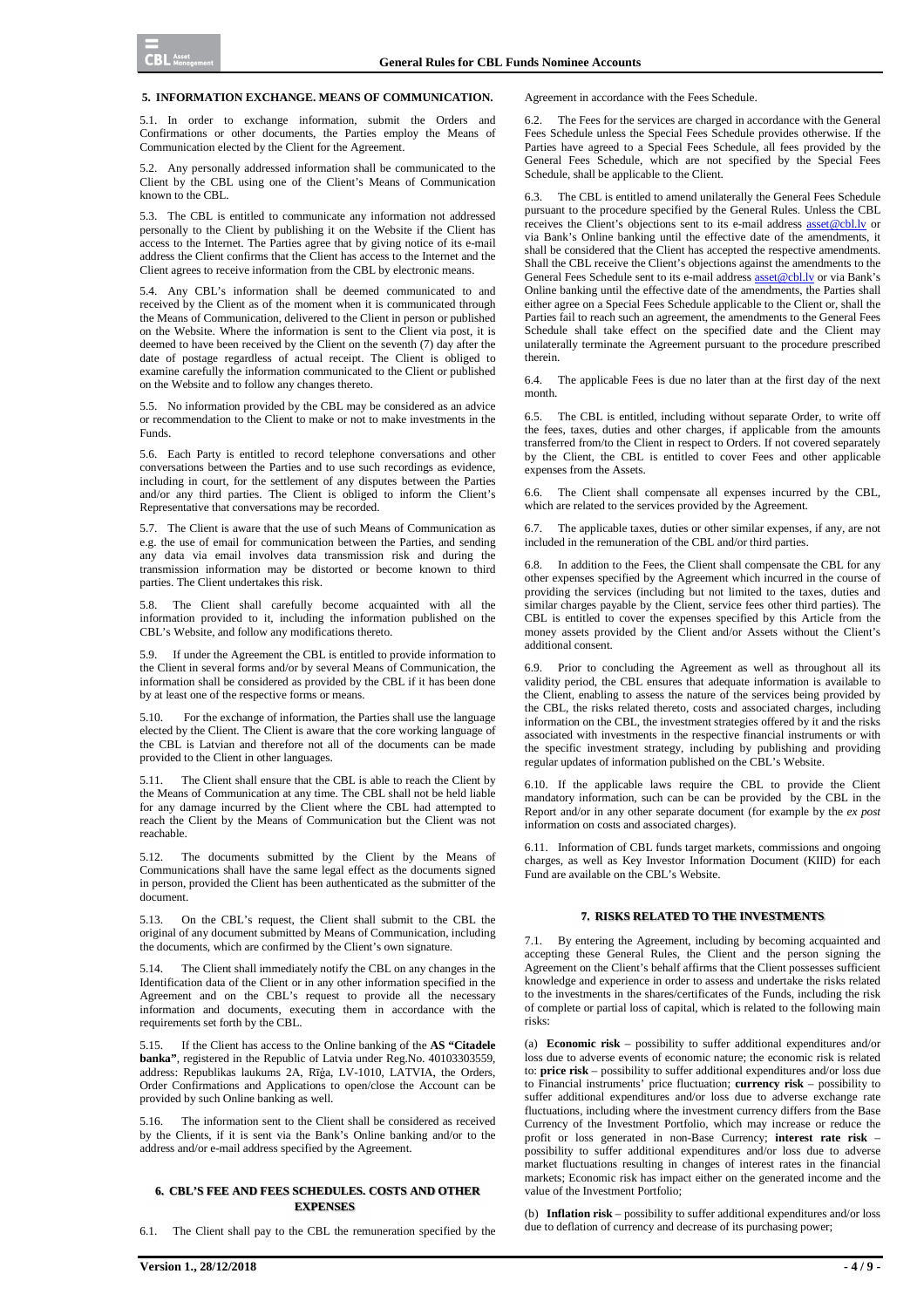## 5. INFORMATION EXCHANGE. MEANS OF COMMUNICATION.

5.1. In order to exchange information, submit the Orders and Confirmations or other documents, the Parties employ the Means of Communication elected by the Client for the Agreement.

5.2. Any personally addressed information shall be communicated to the Client by the CBL using one of the Client's Means of Communication known to the CBL.

5.3. The CBL is entitled to communicate any information not addressed personally to the Client by publishing it on the Website if the Client has access to the Internet. The Parties agree that by giving notice of its e-mail address the Client confirms that the Client has access to the Internet and the Client agrees to receive information from the CBL by electronic means.

5.4. Any CBL's information shall be deemed communicated to and received by the Client as of the moment when it is communicated through the Means of Communication, delivered to the Client in person or published on the Website. Where the information is sent to the Client via post, it is deemed to have been received by the Client on the seventh (7) day after the date of postage regardless of actual receipt. The Client is obliged to examine carefully the information communicated to the Client or published on the Website and to follow any changes thereto.

5.5. No information provided by the CBL may be considered as an advice or recommendation to the Client to make or not to make investments in the Funds.

5.6. Each Party is entitled to record telephone conversations and other conversations between the Parties and to use such recordings as evidence, including in court, for the settlement of any disputes between the Parties and/or any third parties. The Client is obliged to inform the Client's Representative that conversations may be recorded.

5.7. The Client is aware that the use of such Means of Communication as e.g. the use of email for communication between the Parties, and sending any data via email involves data transmission risk and during the transmission information may be distorted or become known to third parties. The Client undertakes this risk.

5.8. The Client shall carefully become acquainted with all the information provided to it, including the information published on the CBL's Website, and follow any modifications thereto.

5.9. If under the Agreement the CBL is entitled to provide information to the Client in several forms and/or by several Means of Communication, the information shall be considered as provided by the CBL if it has been done by at least one of the respective forms or means.

5.10. For the exchange of information, the Parties shall use the language elected by the Client. The Client is aware that the core working language of the CBL is Latvian and therefore not all of the documents can be made provided to the Client in other languages.

5.11. The Client shall ensure that the CBL is able to reach the Client by the Means of Communication at any time. The CBL shall not be held liable for any damage incurred by the Client where the CBL had attempted to reach the Client by the Means of Communication but the Client was not reachable.

5.12. The documents submitted by the Client by the Means of Communications shall have the same legal effect as the documents signed in person, provided the Client has been authenticated as the submitter of the document.

5.13. On the CBL's request, the Client shall submit to the CBL the original of any document submitted by Means of Communication, including the documents, which are confirmed by the Client's own signature.

5.14. The Client shall immediately notify the CBL on any changes in the Identification data of the Client or in any other information specified in the Agreement and on the CBL's request to provide all the necessary information and documents, executing them in accordance with the requirements set forth by the CBL.

5.15. If the Client has access to the Online banking of the **AS "Citadele banka"**, registered in the Republic of Latvia under Reg.No. 40103303559, address: Republikas laukums 2A, Rīga, LV-1010, LATVIA, the Orders, Order Confirmations and Applications to open/close the Account can be provided by such Online banking as well.

5.16. The information sent to the Client shall be considered as received by the Clients, if it is sent via the Bank's Online banking and/or to the address and/or e-mail address specified by the Agreement.

## 6. CBL'S FEE AND FEES SCHEDULES. COSTS AND OTHER EXPENSES

6.1. The Client shall pay to the CBL the remuneration specified by the Agreement in accordance with the Fees Schedule.

6.2. The Fees for the services are charged in accordance with the General Fees Schedule unless the Special Fees Schedule provides otherwise. If the Parties have agreed to a Special Fees Schedule, all fees provided by the General Fees Schedule, which are not specified by the Special Fees Schedule, shall be applicable to the Client.

6.3. The CBL is entitled to amend unilaterally the General Fees Schedule pursuant to the procedure specified by the General Rules. Unless the CBL receives the Client's objections sent to its e-mail address asset@cbl.lv or via Bank's Online banking until the effective date of the amendments, it shall be considered that the Client has accepted the respective amendments. Shall the CBL receive the Client's objections against the amendments to the General Fees Schedule sent to its e-mail address asset@cbl.lv or via Bank's Online banking until the effective date of the amendments, the Parties shall either agree on a Special Fees Schedule applicable to the Client or, shall the Parties fail to reach such an agreement, the amendments to the General Fees Schedule shall take effect on the specified date and the Client may unilaterally terminate the Agreement pursuant to the procedure prescribed therein.

6.4. The applicable Fees is due no later than at the first day of the next month.

6.5. The CBL is entitled, including without separate Order, to write off the fees, taxes, duties and other charges, if applicable from the amounts transferred from/to the Client in respect to Orders. If not covered separately by the Client, the CBL is entitled to cover Fees and other applicable expenses from the Assets.

6.6. The Client shall compensate all expenses incurred by the CBL, which are related to the services provided by the Agreement.

6.7. The applicable taxes, duties or other similar expenses, if any, are not included in the remuneration of the CBL and/or third parties.

6.8. In addition to the Fees, the Client shall compensate the CBL for any other expenses specified by the Agreement which incurred in the course of providing the services (including but not limited to the taxes, duties and similar charges payable by the Client, service fees other third parties). The CBL is entitled to cover the expenses specified by this Article from the money assets provided by the Client and/or Assets without the Client's additional consent.

6.9. Prior to concluding the Agreement as well as throughout all its validity period, the CBL ensures that adequate information is available to the Client, enabling to assess the nature of the services being provided by the CBL, the risks related thereto, costs and associated charges, including information on the CBL, the investment strategies offered by it and the risks associated with investments in the respective financial instruments or with the specific investment strategy, including by publishing and providing regular updates of information published on the CBL's Website.

6.10. If the applicable laws require the CBL to provide the Client mandatory information, such can be can be provided by the CBL in the Report and/or in any other separate document (for example by the *ex post* information on costs and associated charges).

6.11. Information of CBL funds target markets, commissions and ongoing charges, as well as Key Investor Information Document (KIID) for each Fund are available on the CBL's Website.

## 7. RISKS RELATED TO THE INVESTMENTS

7.1. By entering the Agreement, including by becoming acquainted and accepting these General Rules, the Client and the person signing the Agreement on the Client's behalf affirms that the Client possesses sufficient knowledge and experience in order to assess and undertake the risks related to the investments in the shares/certificates of the Funds, including the risk of complete or partial loss of capital, which is related to the following main risks:

(a) **Economic risk** – possibility to suffer additional expenditures and/or loss due to adverse events of economic nature; the economic risk is related to: **price risk** – possibility to suffer additional expenditures and/or loss due to Financial instruments' price fluctuation; **currency risk** – possibility to suffer additional expenditures and/or loss due to adverse exchange rate fluctuations, including where the investment currency differs from the Base Currency of the Investment Portfolio, which may increase or reduce the profit or loss generated in non-Base Currency; **interest rate risk** – possibility to suffer additional expenditures and/or loss due to adverse market fluctuations resulting in changes of interest rates in the financial markets; Economic risk has impact either on the generated income and the value of the Investment Portfolio;

(b) **Inflation risk** – possibility to suffer additional expenditures and/or loss due to deflation of currency and decrease of its purchasing power;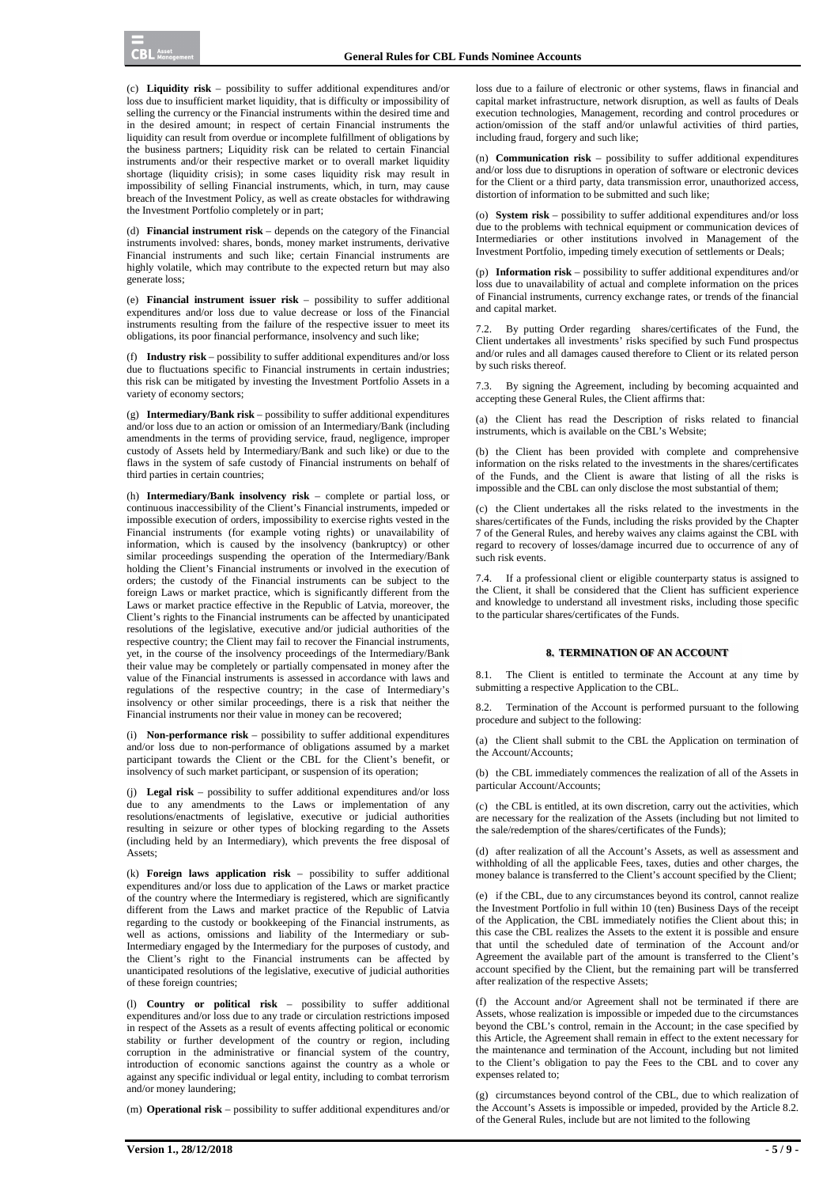(c) **Liquidity risk** – possibility to suffer additional expenditures and/or loss due to insufficient market liquidity, that is difficulty or impossibility of selling the currency or the Financial instruments within the desired time and in the desired amount; in respect of certain Financial instruments the liquidity can result from overdue or incomplete fulfillment of obligations by the business partners; Liquidity risk can be related to certain Financial instruments and/or their respective market or to overall market liquidity shortage (liquidity crisis); in some cases liquidity risk may result in impossibility of selling Financial instruments, which, in turn, may cause breach of the Investment Policy, as well as create obstacles for withdrawing the Investment Portfolio completely or in part;

(d) **Financial instrument risk** – depends on the category of the Financial instruments involved: shares, bonds, money market instruments, derivative Financial instruments and such like; certain Financial instruments are highly volatile, which may contribute to the expected return but may also generate loss;

(e) **Financial instrument issuer risk** – possibility to suffer additional expenditures and/or loss due to value decrease or loss of the Financial instruments resulting from the failure of the respective issuer to meet its obligations, its poor financial performance, insolvency and such like;

(f) **Industry risk** – possibility to suffer additional expenditures and/or loss due to fluctuations specific to Financial instruments in certain industries; this risk can be mitigated by investing the Investment Portfolio Assets in a variety of economy sectors;

(g) **Intermediary/Bank risk** – possibility to suffer additional expenditures and/or loss due to an action or omission of an Intermediary/Bank (including amendments in the terms of providing service, fraud, negligence, improper custody of Assets held by Intermediary/Bank and such like) or due to the flaws in the system of safe custody of Financial instruments on behalf of third parties in certain countries;

(h) **Intermediary/Bank insolvency risk** – complete or partial loss, or continuous inaccessibility of the Client's Financial instruments, impeded or impossible execution of orders, impossibility to exercise rights vested in the Financial instruments (for example voting rights) or unavailability of information, which is caused by the insolvency (bankruptcy) or other similar proceedings suspending the operation of the Intermediary/Bank holding the Client's Financial instruments or involved in the execution of orders; the custody of the Financial instruments can be subject to the foreign Laws or market practice, which is significantly different from the Laws or market practice effective in the Republic of Latvia, moreover, the Client's rights to the Financial instruments can be affected by unanticipated resolutions of the legislative, executive and/or judicial authorities of the respective country; the Client may fail to recover the Financial instruments, yet, in the course of the insolvency proceedings of the Intermediary/Bank their value may be completely or partially compensated in money after the value of the Financial instruments is assessed in accordance with laws and regulations of the respective country; in the case of Intermediary's insolvency or other similar proceedings, there is a risk that neither the Financial instruments nor their value in money can be recovered;

(i) **Non-performance risk** – possibility to suffer additional expenditures and/or loss due to non-performance of obligations assumed by a market participant towards the Client or the CBL for the Client's benefit, or insolvency of such market participant, or suspension of its operation;

(j) **Legal risk** – possibility to suffer additional expenditures and/or loss due to any amendments to the Laws or implementation of any resolutions/enactments of legislative, executive or judicial authorities resulting in seizure or other types of blocking regarding to the Assets (including held by an Intermediary), which prevents the free disposal of Assets;

(k) **Foreign laws application risk** – possibility to suffer additional expenditures and/or loss due to application of the Laws or market practice of the country where the Intermediary is registered, which are significantly different from the Laws and market practice of the Republic of Latvia regarding to the custody or bookkeeping of the Financial instruments, as well as actions, omissions and liability of the Intermediary or sub-Intermediary engaged by the Intermediary for the purposes of custody, and the Client's right to the Financial instruments can be affected by unanticipated resolutions of the legislative, executive of judicial authorities of these foreign countries;

(l) **Country or political risk** – possibility to suffer additional expenditures and/or loss due to any trade or circulation restrictions imposed in respect of the Assets as a result of events affecting political or economic stability or further development of the country or region, including corruption in the administrative or financial system of the country, introduction of economic sanctions against the country as a whole or against any specific individual or legal entity, including to combat terrorism and/or money laundering;

(m) **Operational risk** – possibility to suffer additional expenditures and/or loss due to a failure of electronic or other systems, flaws in financial and capital market infrastructure, network disruption, as well as faults of Deals execution technologies, Management, recording and control procedures or action/omission of the staff and/or unlawful activities of third parties, including fraud, forgery and such like;

(n) **Communication risk** – possibility to suffer additional expenditures and/or loss due to disruptions in operation of software or electronic devices for the Client or a third party, data transmission error, unauthorized access, distortion of information to be submitted and such like;

(o) **System risk** – possibility to suffer additional expenditures and/or loss due to the problems with technical equipment or communication devices of Intermediaries or other institutions involved in Management of the Investment Portfolio, impeding timely execution of settlements or Deals;

(p) **Information risk** – possibility to suffer additional expenditures and/or loss due to unavailability of actual and complete information on the prices of Financial instruments, currency exchange rates, or trends of the financial and capital market.

7.2. By putting Order regarding shares/certificates of the Fund, the Client undertakes all investments' risks specified by such Fund prospectus and/or rules and all damages caused therefore to Client or its related person by such risks thereof.

7.3. By signing the Agreement, including by becoming acquainted and accepting these General Rules, the Client affirms that:

(a) the Client has read the Description of risks related to financial instruments, which is available on the CBL's Website;

(b) the Client has been provided with complete and comprehensive information on the risks related to the investments in the shares/certificates of the Funds, and the Client is aware that listing of all the risks is impossible and the CBL can only disclose the most substantial of them;

(c) the Client undertakes all the risks related to the investments in the shares/certificates of the Funds, including the risks provided by the Chapter 7 of the General Rules, and hereby waives any claims against the CBL with regard to recovery of losses/damage incurred due to occurrence of any of such risk events.

7.4. If a professional client or eligible counterparty status is assigned to the Client, it shall be considered that the Client has sufficient experience and knowledge to understand all investment risks, including those specific to the particular shares/certificates of the Funds.

## 8. TERMINATION OF AN ACCOUNT

8.1. The Client is entitled to terminate the Account at any time by submitting a respective Application to the CBL.

8.2. Termination of the Account is performed pursuant to the following procedure and subject to the following:

(a) the Client shall submit to the CBL the Application on termination of the Account/Accounts;

(b) the CBL immediately commences the realization of all of the Assets in particular Account/Accounts;

(c) the CBL is entitled, at its own discretion, carry out the activities, which are necessary for the realization of the Assets (including but not limited to the sale/redemption of the shares/certificates of the Funds);

(d) after realization of all the Account's Assets, as well as assessment and withholding of all the applicable Fees, taxes, duties and other charges, the money balance is transferred to the Client's account specified by the Client;

(e) if the CBL, due to any circumstances beyond its control, cannot realize the Investment Portfolio in full within 10 (ten) Business Days of the receipt of the Application, the CBL immediately notifies the Client about this; in this case the CBL realizes the Assets to the extent it is possible and ensure that until the scheduled date of termination of the Account and/or Agreement the available part of the amount is transferred to the Client's account specified by the Client, but the remaining part will be transferred after realization of the respective Assets;

(f) the Account and/or Agreement shall not be terminated if there are Assets, whose realization is impossible or impeded due to the circumstances beyond the CBL's control, remain in the Account; in the case specified by this Article, the Agreement shall remain in effect to the extent necessary for the maintenance and termination of the Account, including but not limited to the Client's obligation to pay the Fees to the CBL and to cover any expenses related to;

(g) circumstances beyond control of the CBL, due to which realization of the Account's Assets is impossible or impeded, provided by the Article 8.2. of the General Rules, include but are not limited to the following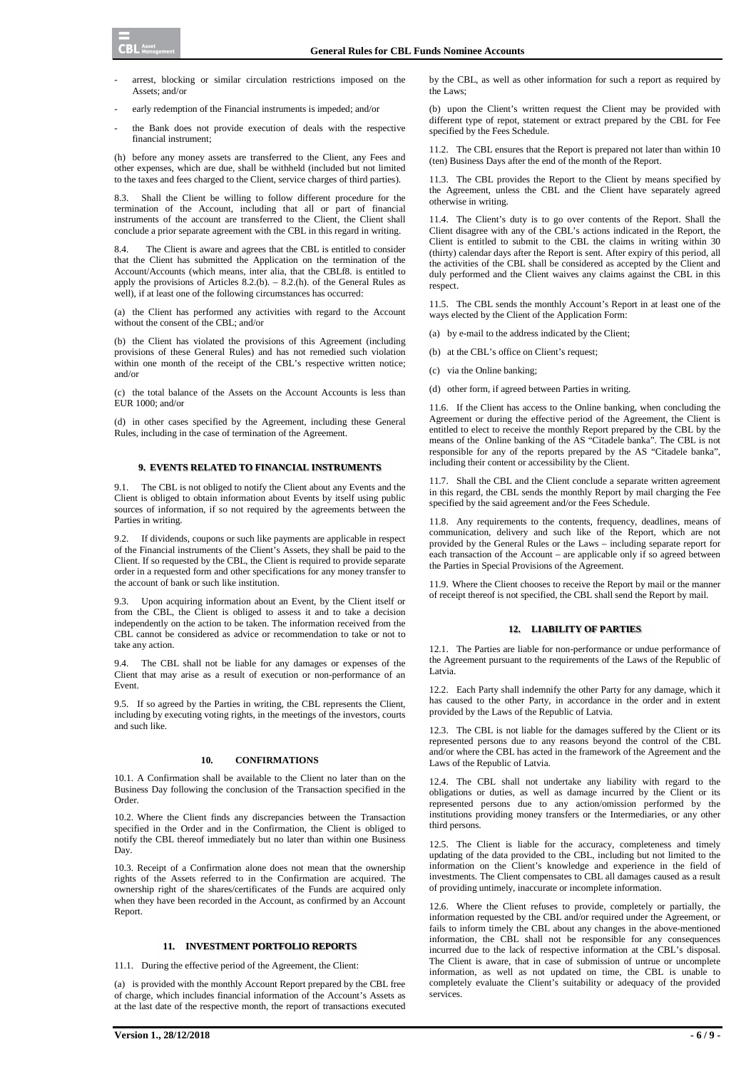- arrest, blocking or similar circulation restrictions imposed on the Assets; and/or
- early redemption of the Financial instruments is impeded; and/or
- the Bank does not provide execution of deals with the respective financial instrument;

(h) before any money assets are transferred to the Client, any Fees and other expenses, which are due, shall be withheld (included but not limited to the taxes and fees charged to the Client, service charges of third parties).

8.3. Shall the Client be willing to follow different procedure for the termination of the Account, including that all or part of financial instruments of the account are transferred to the Client, the Client shall conclude a prior separate agreement with the CBL in this regard in writing.

8.4. The Client is aware and agrees that the CBL is entitled to consider that the Client has submitted the Application on the termination of the Account/Accounts (which means, inter alia, that the CBLf8. is entitled to apply the provisions of Articles 8.2.(b). – 8.2.(h). of the General Rules as well), if at least one of the following circumstances has occurred:

(a) the Client has performed any activities with regard to the Account without the consent of the CBL; and/or

(b) the Client has violated the provisions of this Agreement (including provisions of these General Rules) and has not remedied such violation within one month of the receipt of the CBL's respective written notice; and/or

(c) the total balance of the Assets on the Account Accounts is less than EUR 1000; and/or

(d) in other cases specified by the Agreement, including these General Rules, including in the case of termination of the Agreement.

## 9. EVENTS RELATED TO FINANCIAL INSTRUMENTS

9.1. The CBL is not obliged to notify the Client about any Events and the Client is obliged to obtain information about Events by itself using public sources of information, if so not required by the agreements between the Parties in writing.

9.2. If dividends, coupons or such like payments are applicable in respect of the Financial instruments of the Client's Assets, they shall be paid to the Client. If so requested by the CBL, the Client is required to provide separate order in a requested form and other specifications for any money transfer to the account of bank or such like institution.

9.3. Upon acquiring information about an Event, by the Client itself or from the CBL, the Client is obliged to assess it and to take a decision independently on the action to be taken. The information received from the CBL cannot be considered as advice or recommendation to take or not to take any action.

9.4. The CBL shall not be liable for any damages or expenses of the Client that may arise as a result of execution or non-performance of an Event.

9.5. If so agreed by the Parties in writing, the CBL represents the Client, including by executing voting rights, in the meetings of the investors, courts and such like.

## 10. CONFIRMATIONS

10.1. A Confirmation shall be available to the Client no later than on the Business Day following the conclusion of the Transaction specified in the Order.

10.2. Where the Client finds any discrepancies between the Transaction specified in the Order and in the Confirmation, the Client is obliged to notify the CBL thereof immediately but no later than within one Business Day.

10.3. Receipt of a Confirmation alone does not mean that the ownership rights of the Assets referred to in the Confirmation are acquired. The ownership right of the shares/certificates of the Funds are acquired only when they have been recorded in the Account, as confirmed by an Account Report.

## 11. INVESTMENT PORTFOLIO REPORTS

11.1. During the effective period of the Agreement, the Client:

(a) is provided with the monthly Account Report prepared by the CBL free of charge, which includes financial information of the Account's Assets as at the last date of the respective month, the report of transactions executed by the CBL, as well as other information for such a report as required by the Laws;

(b) upon the Client's written request the Client may be provided with different type of repot, statement or extract prepared by the CBL for Fee specified by the Fees Schedule.

11.2. The CBL ensures that the Report is prepared not later than within 10 (ten) Business Days after the end of the month of the Report.

11.3. The CBL provides the Report to the Client by means specified by the Agreement, unless the CBL and the Client have separately agreed otherwise in writing.

11.4. The Client's duty is to go over contents of the Report. Shall the Client disagree with any of the CBL's actions indicated in the Report, the Client is entitled to submit to the CBL the claims in writing within 30 (thirty) calendar days after the Report is sent. After expiry of this period, all the activities of the CBL shall be considered as accepted by the Client and duly performed and the Client waives any claims against the CBL in this respect.

11.5. The CBL sends the monthly Account's Report in at least one of the ways elected by the Client of the Application Form:

(a) by e-mail to the address indicated by the Client;

(b) at the CBL's office on Client's request;

(c) via the Online banking;

(d) other form, if agreed between Parties in writing.

11.6. If the Client has access to the Online banking, when concluding the Agreement or during the effective period of the Agreement, the Client is entitled to elect to receive the monthly Report prepared by the CBL by the means of the Online banking of the AS "Citadele banka". The CBL is not responsible for any of the reports prepared by the AS "Citadele banka", including their content or accessibility by the Client.

11.7. Shall the CBL and the Client conclude a separate written agreement in this regard, the CBL sends the monthly Report by mail charging the Fee specified by the said agreement and/or the Fees Schedule.

11.8. Any requirements to the contents, frequency, deadlines, means of communication, delivery and such like of the Report, which are not provided by the General Rules or the Laws – including separate report for each transaction of the Account – are applicable only if so agreed between the Parties in Special Provisions of the Agreement.

11.9. Where the Client chooses to receive the Report by mail or the manner of receipt thereof is not specified, the CBL shall send the Report by mail.

## 12. LIABILITY OF PARTIES

12.1. The Parties are liable for non-performance or undue performance of the Agreement pursuant to the requirements of the Laws of the Republic of Latvia.

12.2. Each Party shall indemnify the other Party for any damage, which it has caused to the other Party, in accordance in the order and in extent provided by the Laws of the Republic of Latvia.

12.3. The CBL is not liable for the damages suffered by the Client or its represented persons due to any reasons beyond the control of the CBL and/or where the CBL has acted in the framework of the Agreement and the Laws of the Republic of Latvia.

12.4. The CBL shall not undertake any liability with regard to the obligations or duties, as well as damage incurred by the Client or its represented persons due to any action/omission performed by the institutions providing money transfers or the Intermediaries, or any other third persons.

12.5. The Client is liable for the accuracy, completeness and timely updating of the data provided to the CBL, including but not limited to the information on the Client's knowledge and experience in the field of investments. The Client compensates to CBL all damages caused as a result of providing untimely, inaccurate or incomplete information.

12.6. Where the Client refuses to provide, completely or partially, the information requested by the CBL and/or required under the Agreement, or fails to inform timely the CBL about any changes in the above-mentioned information, the CBL shall not be responsible for any consequences incurred due to the lack of respective information at the CBL's disposal. The Client is aware, that in case of submission of untrue or uncomplete information, as well as not updated on time, the CBL is unable to completely evaluate the Client's suitability or adequacy of the provided services.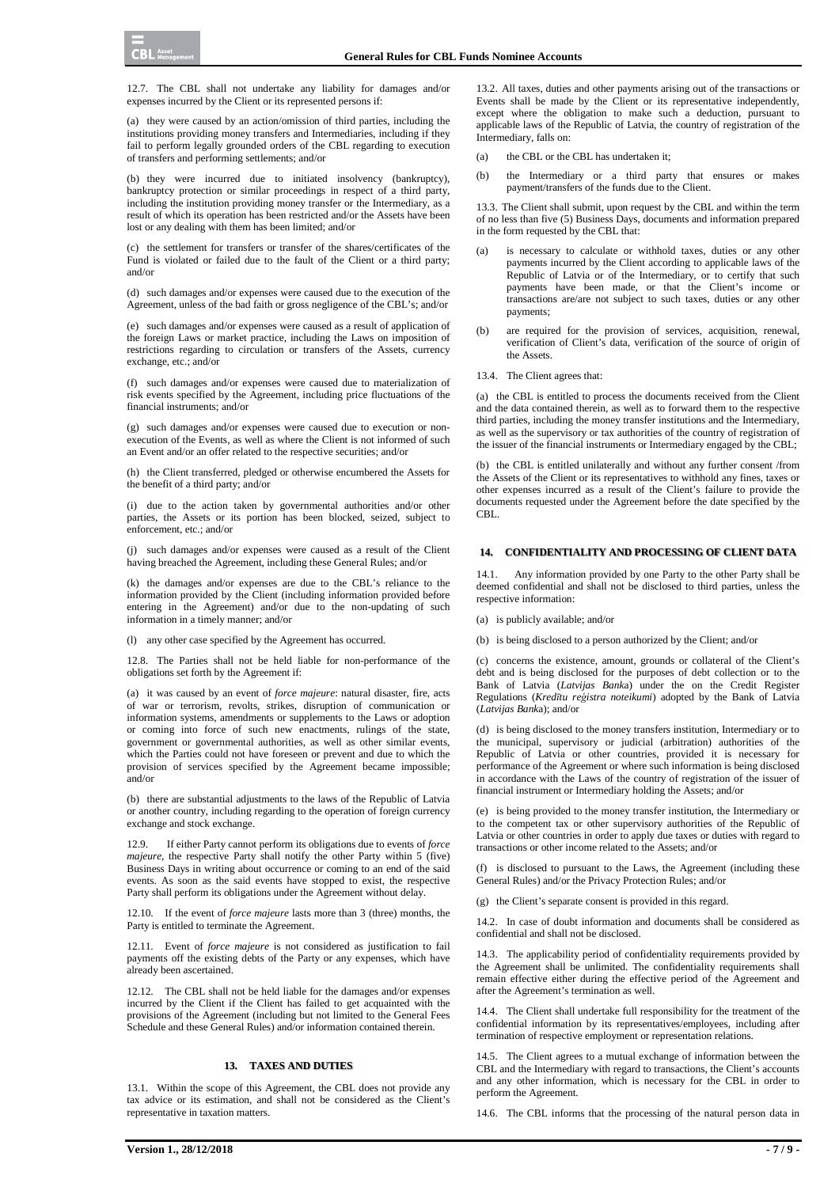12.7. The CBL shall not undertake any liability for damages and/or expenses incurred by the Client or its represented persons if:

(a) they were caused by an action/omission of third parties, including the institutions providing money transfers and Intermediaries, including if they fail to perform legally grounded orders of the CBL regarding to execution of transfers and performing settlements; and/or

(b) they were incurred due to initiated insolvency (bankruptcy), bankruptcy protection or similar proceedings in respect of a third party, including the institution providing money transfer or the Intermediary, as a result of which its operation has been restricted and/or the Assets have been lost or any dealing with them has been limited; and/or

(c) the settlement for transfers or transfer of the shares/certificates of the Fund is violated or failed due to the fault of the Client or a third party; and/or

(d) such damages and/or expenses were caused due to the execution of the Agreement, unless of the bad faith or gross negligence of the CBL's; and/or

(e) such damages and/or expenses were caused as a result of application of the foreign Laws or market practice, including the Laws on imposition of restrictions regarding to circulation or transfers of the Assets, currency exchange, etc.; and/or

(f) such damages and/or expenses were caused due to materialization of risk events specified by the Agreement, including price fluctuations of the financial instruments; and/or

(g) such damages and/or expenses were caused due to execution or non-execution of the Events, as well as where the Client is not informed of such an Event and/or an offer related to the respective securities; and/or

(h) the Client transferred, pledged or otherwise encumbered the Assets for the benefit of a third party; and/or

(i) due to the action taken by governmental authorities and/or other parties, the Assets or its portion has been blocked, seized, subject to enforcement, etc.; and/or

(j) such damages and/or expenses were caused as a result of the Client having breached the Agreement, including these General Rules; and/or

(k) the damages and/or expenses are due to the CBL's reliance to the information provided by the Client (including information provided before entering in the Agreement) and/or due to the non-updating of such information in a timely manner; and/or

(l) any other case specified by the Agreement has occurred.

12.8. The Parties shall not be held liable for non-performance of the obligations set forth by the Agreement if:

(a) it was caused by an event of *force majeure*: natural disaster, fire, acts of war or terrorism, revolts, strikes, disruption of communication or information systems, amendments or supplements to the Laws or adoption or coming into force of such new enactments, rulings of the state, government or governmental authorities, as well as other similar events, which the Parties could not have foreseen or prevent and due to which the provision of services specified by the Agreement became impossible; and/or

(b) there are substantial adjustments to the laws of the Republic of Latvia or another country, including regarding to the operation of foreign currency exchange and stock exchange.

12.9. If either Party cannot perform its obligations due to events of *force majeure*, the respective Party shall notify the other Party within 5 (five) Business Days in writing about occurrence or coming to an end of the said events. As soon as the said events have stopped to exist, the respective Party shall perform its obligations under the Agreement without delay.

12.10. If the event of *force majeure* lasts more than 3 (three) months, the Party is entitled to terminate the Agreement.

12.11. Event of *force majeure* is not considered as justification to fail payments off the existing debts of the Party or any expenses, which have already been ascertained.

12.12. The CBL shall not be held liable for the damages and/or expenses incurred by the Client if the Client has failed to get acquainted with the provisions of the Agreement (including but not limited to the General Fees Schedule and these General Rules) and/or information contained therein.

## 13. TAXES AND DUTIES

13.1. Within the scope of this Agreement, the CBL does not provide any tax advice or its estimation, and shall not be considered as the Client's representative in taxation matters.

13.2. All taxes, duties and other payments arising out of the transactions or Events shall be made by the Client or its representative independently, except where the obligation to make such a deduction, pursuant to applicable laws of the Republic of Latvia, the country of registration of the Intermediary, falls on:

(a) the CBL or the CBL has undertaken it;

(b) the Intermediary or a third party that ensures or makes payment/transfers of the funds due to the Client.

13.3. The Client shall submit, upon request by the CBL and within the term of no less than five (5) Business Days, documents and information prepared in the form requested by the CBL that:

(a) is necessary to calculate or withhold taxes, duties or any other payments incurred by the Client according to applicable laws of the Republic of Latvia or of the Intermediary, or to certify that such payments have been made, or that the Client's income or transactions are/are not subject to such taxes, duties or any other payments;

(b) are required for the provision of services, acquisition, renewal, verification of Client's data, verification of the source of origin of the Assets.

13.4. The Client agrees that:

(a) the CBL is entitled to process the documents received from the Client and the data contained therein, as well as to forward them to the respective third parties, including the money transfer institutions and the Intermediary, as well as the supervisory or tax authorities of the country of registration of the issuer of the financial instruments or Intermediary engaged by the CBL;

(b) the CBL is entitled unilaterally and without any further consent /from the Assets of the Client or its representatives to withhold any fines, taxes or other expenses incurred as a result of the Client's failure to provide the documents requested under the Agreement before the date specified by the CBL.

## 14. CONFIDENTIALITY AND PROCESSING OF CLIENT DATA

14.1. Any information provided by one Party to the other Party shall be deemed confidential and shall not be disclosed to third parties, unless the respective information:

(a) is publicly available; and/or

(b) is being disclosed to a person authorized by the Client; and/or

(c) concerns the existence, amount, grounds or collateral of the Client's debt and is being disclosed for the purposes of debt collection or to the Bank of Latvia (*Latvijas Banka*) under the on the Credit Register Regulations (*Kredītu reģistra noteikumi*) adopted by the Bank of Latvia (*Latvijas Banka*); and/or

(d) is being disclosed to the money transfers institution, Intermediary or to the municipal, supervisory or judicial (arbitration) authorities of the Republic of Latvia or other countries, provided it is necessary for performance of the Agreement or where such information is being disclosed in accordance with the Laws of the country of registration of the issuer of financial instrument or Intermediary holding the Assets; and/or

(e) is being provided to the money transfer institution, the Intermediary or to the competent tax or other supervisory authorities of the Republic of Latvia or other countries in order to apply due taxes or duties with regard to transactions or other income related to the Assets; and/or

(f) is disclosed to pursuant to the Laws, the Agreement (including these General Rules) and/or the Privacy Protection Rules; and/or

(g) the Client's separate consent is provided in this regard.

14.2. In case of doubt information and documents shall be considered as confidential and shall not be disclosed.

14.3. The applicability period of confidentiality requirements provided by the Agreement shall be unlimited. The confidentiality requirements shall remain effective either during the effective period of the Agreement and after the Agreement's termination as well.

14.4. The Client shall undertake full responsibility for the treatment of the confidential information by its representatives/employees, including after termination of respective employment or representation relations.

14.5. The Client agrees to a mutual exchange of information between the CBL and the Intermediary with regard to transactions, the Client's accounts and any other information, which is necessary for the CBL in order to perform the Agreement.

14.6. The CBL informs that the processing of the natural person data in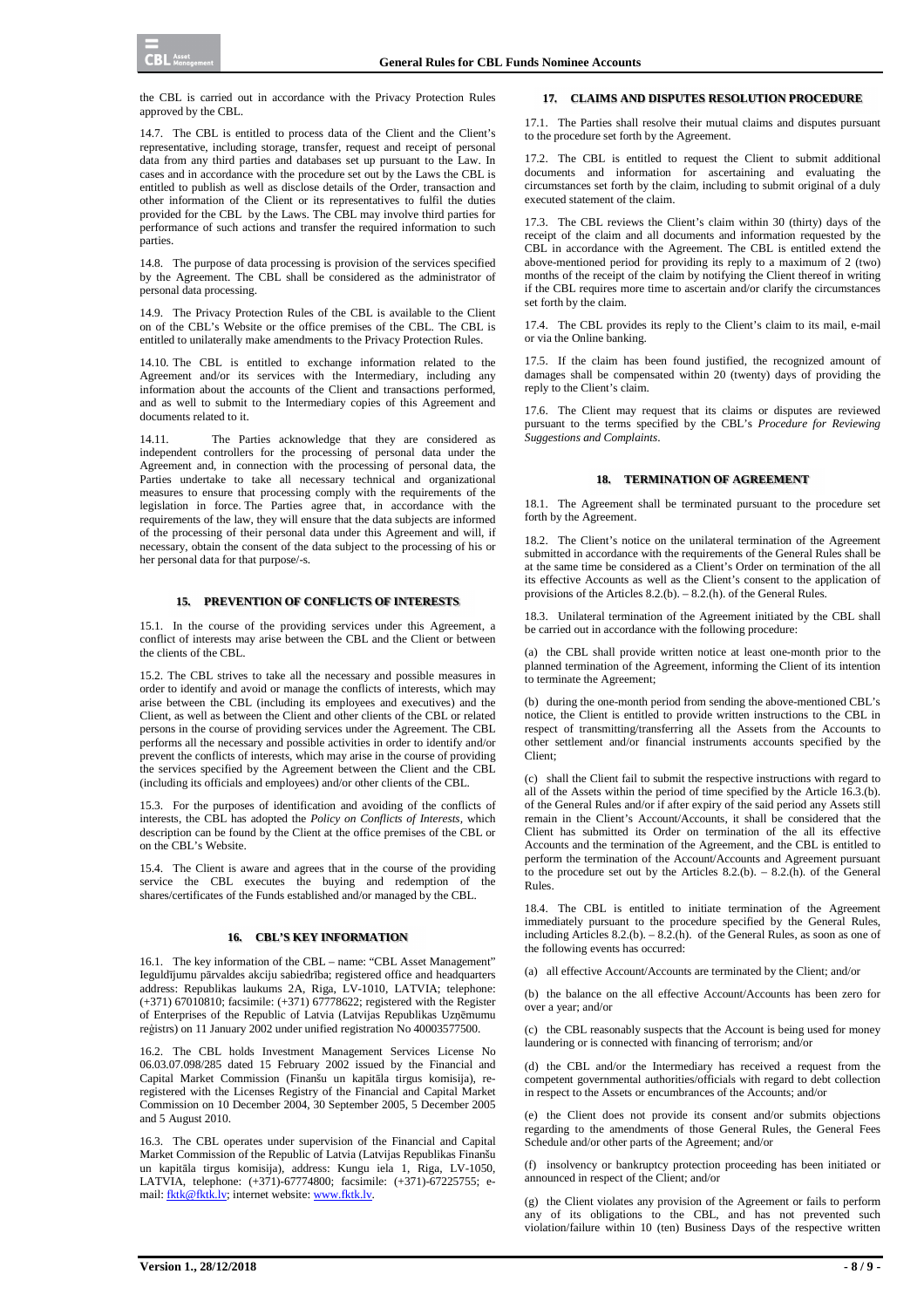the CBL is carried out in accordance with the Privacy Protection Rules approved by the CBL.

14.7. The CBL is entitled to process data of the Client and the Client's representative, including storage, transfer, request and receipt of personal data from any third parties and databases set up pursuant to the Law. In cases and in accordance with the procedure set out by the Laws the CBL is entitled to publish as well as disclose details of the Order, transaction and other information of the Client or its representatives to fulfil the duties provided for the CBL by the Laws. The CBL may involve third parties for performance of such actions and transfer the required information to such parties.

14.8. The purpose of data processing is provision of the services specified by the Agreement. The CBL shall be considered as the administrator of personal data processing.

14.9. The Privacy Protection Rules of the CBL is available to the Client on of the CBL's Website or the office premises of the CBL. The CBL is entitled to unilaterally make amendments to the Privacy Protection Rules.

14.10. The CBL is entitled to exchange information related to the Agreement and/or its services with the Intermediary, including any information about the accounts of the Client and transactions performed, and as well to submit to the Intermediary copies of this Agreement and documents related to it.

14.11. The Parties acknowledge that they are considered as independent controllers for the processing of personal data under the Agreement and, in connection with the processing of personal data, the Parties undertake to take all necessary technical and organizational measures to ensure that processing comply with the requirements of the legislation in force. The Parties agree that, in accordance with the requirements of the law, they will ensure that the data subjects are informed of the processing of their personal data under this Agreement and will, if necessary, obtain the consent of the data subject to the processing of his or her personal data for that purpose/-s.

## 15. PREVENTION OF CONFLICTS OF INTERESTS

15.1. In the course of the providing services under this Agreement, a conflict of interests may arise between the CBL and the Client or between the clients of the CBL.

15.2. The CBL strives to take all the necessary and possible measures in order to identify and avoid or manage the conflicts of interests, which may arise between the CBL (including its employees and executives) and the Client, as well as between the Client and other clients of the CBL or related persons in the course of providing services under the Agreement. The CBL performs all the necessary and possible activities in order to identify and/or prevent the conflicts of interests, which may arise in the course of providing the services specified by the Agreement between the Client and the CBL (including its officials and employees) and/or other clients of the CBL.

15.3. For the purposes of identification and avoiding of the conflicts of interests, the CBL has adopted the *Policy on Conflicts of Interests*, which description can be found by the Client at the office premises of the CBL or on the CBL's Website.

15.4. The Client is aware and agrees that in the course of the providing service the CBL executes the buying and redemption of the shares/certificates of the Funds established and/or managed by the CBL.

## 16. CBL'S KEY INFORMATION

16.1. The key information of the CBL – name: "CBL Asset Management" Ieguldījumu pārvaldes akciju sabiedrība; registered office and headquarters address: Republikas laukums 2A, Riga, LV-1010, LATVIA; telephone: (+371) 67010810; facsimile: (+371) 67778622; registered with the Register of Enterprises of the Republic of Latvia (Latvijas Republikas Uzņēmumu reģistrs) on 11 January 2002 under unified registration No 40003577500.

16.2. The CBL holds Investment Management Services License No 06.03.07.098/285 dated 15 February 2002 issued by the Financial and Capital Market Commission (Finanšu un kapitāla tirgus komisija), re-registered with the Licenses Registry of the Financial and Capital Market Commission on 10 December 2004, 30 September 2005, 5 December 2005 and 5 August 2010.

16.3. The CBL operates under supervision of the Financial and Capital Market Commission of the Republic of Latvia (Latvijas Republikas Finanšu un kapitāla tirgus komisija), address: Kungu iela 1, Riga, LV-1050, LATVIA, telephone: (+371)-67774800; facsimile: (+371)-67225755; e-mail: fktk@fktk.lv; internet website: www.fktk.lv.

## 17. CLAIMS AND DISPUTES RESOLUTION PROCEDURE

17.1. The Parties shall resolve their mutual claims and disputes pursuant to the procedure set forth by the Agreement.

17.2. The CBL is entitled to request the Client to submit additional documents and information for ascertaining and evaluating the circumstances set forth by the claim, including to submit original of a duly executed statement of the claim.

17.3. The CBL reviews the Client's claim within 30 (thirty) days of the receipt of the claim and all documents and information requested by the CBL in accordance with the Agreement. The CBL is entitled extend the above-mentioned period for providing its reply to a maximum of 2 (two) months of the receipt of the claim by notifying the Client thereof in writing if the CBL requires more time to ascertain and/or clarify the circumstances set forth by the claim.

17.4. The CBL provides its reply to the Client's claim to its mail, e-mail or via the Online banking.

17.5. If the claim has been found justified, the recognized amount of damages shall be compensated within 20 (twenty) days of providing the reply to the Client's claim.

17.6. The Client may request that its claims or disputes are reviewed pursuant to the terms specified by the CBL's *Procedure for Reviewing Suggestions and Complaints*.

## 18. TERMINATION OF AGREEMENT

18.1. The Agreement shall be terminated pursuant to the procedure set forth by the Agreement.

18.2. The Client's notice on the unilateral termination of the Agreement submitted in accordance with the requirements of the General Rules shall be at the same time be considered as a Client's Order on termination of the all its effective Accounts as well as the Client's consent to the application of provisions of the Articles 8.2.(b). – 8.2.(h). of the General Rules.

18.3. Unilateral termination of the Agreement initiated by the CBL shall be carried out in accordance with the following procedure:

(a) the CBL shall provide written notice at least one-month prior to the planned termination of the Agreement, informing the Client of its intention to terminate the Agreement;

(b) during the one-month period from sending the above-mentioned CBL's notice, the Client is entitled to provide written instructions to the CBL in respect of transmitting/transferring all the Assets from the Accounts to other settlement and/or financial instruments accounts specified by the Client;

(c) shall the Client fail to submit the respective instructions with regard to all of the Assets within the period of time specified by the Article 16.3.(b). of the General Rules and/or if after expiry of the said period any Assets still remain in the Client's Account/Accounts, it shall be considered that the Client has submitted its Order on termination of the all its effective Accounts and the termination of the Agreement, and the CBL is entitled to perform the termination of the Account/Accounts and Agreement pursuant to the procedure set out by the Articles 8.2.(b). – 8.2.(h). of the General Rules.

18.4. The CBL is entitled to initiate termination of the Agreement immediately pursuant to the procedure specified by the General Rules, including Articles 8.2.(b). – 8.2.(h). of the General Rules, as soon as one of the following events has occurred:

(a) all effective Account/Accounts are terminated by the Client; and/or

(b) the balance on the all effective Account/Accounts has been zero for over a year; and/or

(c) the CBL reasonably suspects that the Account is being used for money laundering or is connected with financing of terrorism; and/or

(d) the CBL and/or the Intermediary has received a request from the competent governmental authorities/officials with regard to debt collection in respect to the Assets or encumbrances of the Accounts; and/or

(e) the Client does not provide its consent and/or submits objections regarding to the amendments of those General Rules, the General Fees Schedule and/or other parts of the Agreement; and/or

(f) insolvency or bankruptcy protection proceeding has been initiated or announced in respect of the Client; and/or

(g) the Client violates any provision of the Agreement or fails to perform any of its obligations to the CBL, and has not prevented such violation/failure within 10 (ten) Business Days of the respective written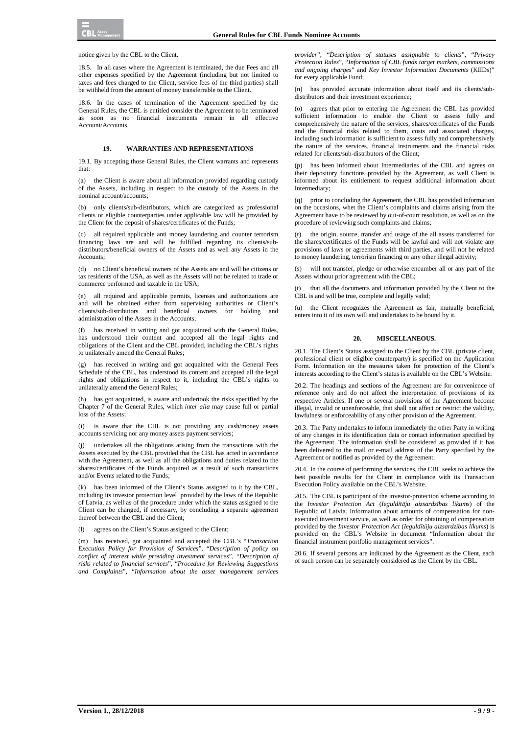notice given by the CBL to the Client.

18.5. In all cases where the Agreement is terminated, the due Fees and all other expenses specified by the Agreement (including but not limited to taxes and fees charged to the Client, service fees of the third parties) shall be withheld from the amount of money transferrable to the Client.

18.6. In the cases of termination of the Agreement specified by the General Rules, the CBL is entitled consider the Agreement to be terminated as soon as no financial instruments remain in all effective Account/Accounts.

## 19. WARRANTIES AND REPRESENTATIONS

19.1. By accepting those General Rules, the Client warrants and represents that:

(a) the Client is aware about all information provided regarding custody of the Assets, including in respect to the custody of the Assets in the nominal account/accounts;

(b) only clients/sub-distributors, which are categorized as professional clients or eligible counterparties under applicable law will be provided by the Client for the deposit of shares/certificates of the Funds;

(c) all required applicable anti money laundering and counter terrorism financing laws are and will be fulfilled regarding its clients/sub-distributors/beneficial owners of the Assets and as well any Assets in the Accounts;

(d) no Client's beneficial owners of the Assets are and will be citizens or tax residents of the USA, as well as the Assets will not be related to trade or commerce performed and taxable in the USA;

(e) all required and applicable permits, licenses and authorizations are and will be obtained either from supervising authorities or Client's clients/sub-distributors and beneficial owners for holding and administration of the Assets in the Accounts;

(f) has received in writing and got acquainted with the General Rules, has understood their content and accepted all the legal rights and obligations of the Client and the CBL provided, including the CBL's rights to unilaterally amend the General Rules;

(g) has received in writing and got acquainted with the General Fees Schedule of the CBL, has understood its content and accepted all the legal rights and obligations in respect to it, including the CBL's rights to unilaterally amend the General Rules;

(h) has got acquainted, is aware and undertook the risks specified by the Chapter 7 of the General Rules, which *inter alia* may cause full or partial loss of the Assets;

(i) is aware that the CBL is not providing any cash/money assets accounts servicing nor any money assets payment services;

(j) undertakes all the obligations arising from the transactions with the Assets executed by the CBL provided that the CBL has acted in accordance with the Agreement, as well as all the obligations and duties related to the shares/certificates of the Funds acquired as a result of such transactions and/or Events related to the Funds;

(k) has been informed of the Client's Status assigned to it by the CBL, including its investor protection level provided by the laws of the Republic of Latvia, as well as of the procedure under which the status assigned to the Client can be changed, if necessary, by concluding a separate agreement thereof between the CBL and the Client;

(l) agrees on the Client's Status assigned to the Client;

(m) has received, got acquainted and accepted the CBL's "*Transaction Execution Policy for Provision of Services*", "*Description of policy on conflict of interest while providing investment services*", "*Description of risks related to financial services*", "*Procedure for Reviewing Suggestions and Complaints*", "*Information about the asset management services provider*", "*Description of statuses assignable to clients*", "*Privacy Protection Rules*", "*Information of CBL funds target markets, commissions and ongoing charges*" and *Key Investor Information Documents* (KIIDs)" for every applicable Fund;

(n) has provided accurate information about itself and its clients/sub-distributors and their investment experience;

(o) agrees that prior to entering the Agreement the CBL has provided sufficient information to enable the Client to assess fully and comprehensively the nature of the services, shares/certificates of the Funds and the financial risks related to them, costs and associated charges, including such information is sufficient to assess fully and comprehensively the nature of the services, financial instruments and the financial risks related for clients/sub-distributors of the Client;

(p) has been informed about Intermediaries of the CBL and agrees on their depository functions provided by the Agreement, as well Client is informed about its entitlement to request additional information about Intermediary;

(q) prior to concluding the Agreement, the CBL has provided information on the occasions, whet the Client's complaints and claims arising from the Agreement have to be reviewed by out-of-court resolution, as well as on the procedure of reviewing such complaints and claims;

(r) the origin, source, transfer and usage of the all assets transferred for the shares/certificates of the Funds will be lawful and will not violate any provisions of laws or agreements with third parties, and will not be related to money laundering, terrorism financing or any other illegal activity;

(s) will not transfer, pledge or otherwise encumber all or any part of the Assets without prior agreement with the CBL;

(t) that all the documents and information provided by the Client to the CBL is and will be true, complete and legally valid;

(u) the Client recognizes the Agreement as fair, mutually beneficial, enters into it of its own will and undertakes to be bound by it.

## 20. MISCELLANEOUS.

20.1. The Client's Status assigned to the Client by the CBL (private client, professional client or eligible counterparty) is specified on the Application Form. Information on the measures taken for protection of the Client's interests according to the Client's status is available on the CBL's Website.

20.2. The headings and sections of the Agreement are for convenience of reference only and do not affect the interpretation of provisions of its respective Articles. If one or several provisions of the Agreement become illegal, invalid or unenforceable, that shall not affect or restrict the validity, lawfulness or enforceability of any other provision of the Agreement.

20.3. The Party undertakes to inform immediately the other Party in writing of any changes in its identification data or contact information specified by the Agreement. The information shall be considered as provided if it has been delivered to the mail or e-mail address of the Party specified by the Agreement or notified as provided by the Agreement.

20.4. In the course of performing the services, the CBL seeks to achieve the best possible results for the Client in compliance with its Transaction Execution Policy available on the CBL's Website.

20.5. The CBL is participant of the investor-protection scheme according to the *Investor Protection Act* (*Ieguldītāju aizsardzības likums*) of the Republic of Latvia. Information about amounts of compensation for non-executed investment service, as well as order for obtaining of compensation provided by the *Investor Protection Act* (*Ieguldītāju aizsardzības likums*) is provided on the CBL's Website in document "Information about the financial instrument portfolio management services".

20.6. If several persons are indicated by the Agreement as the Client, each of such person can be separately considered as the Client by the CBL.